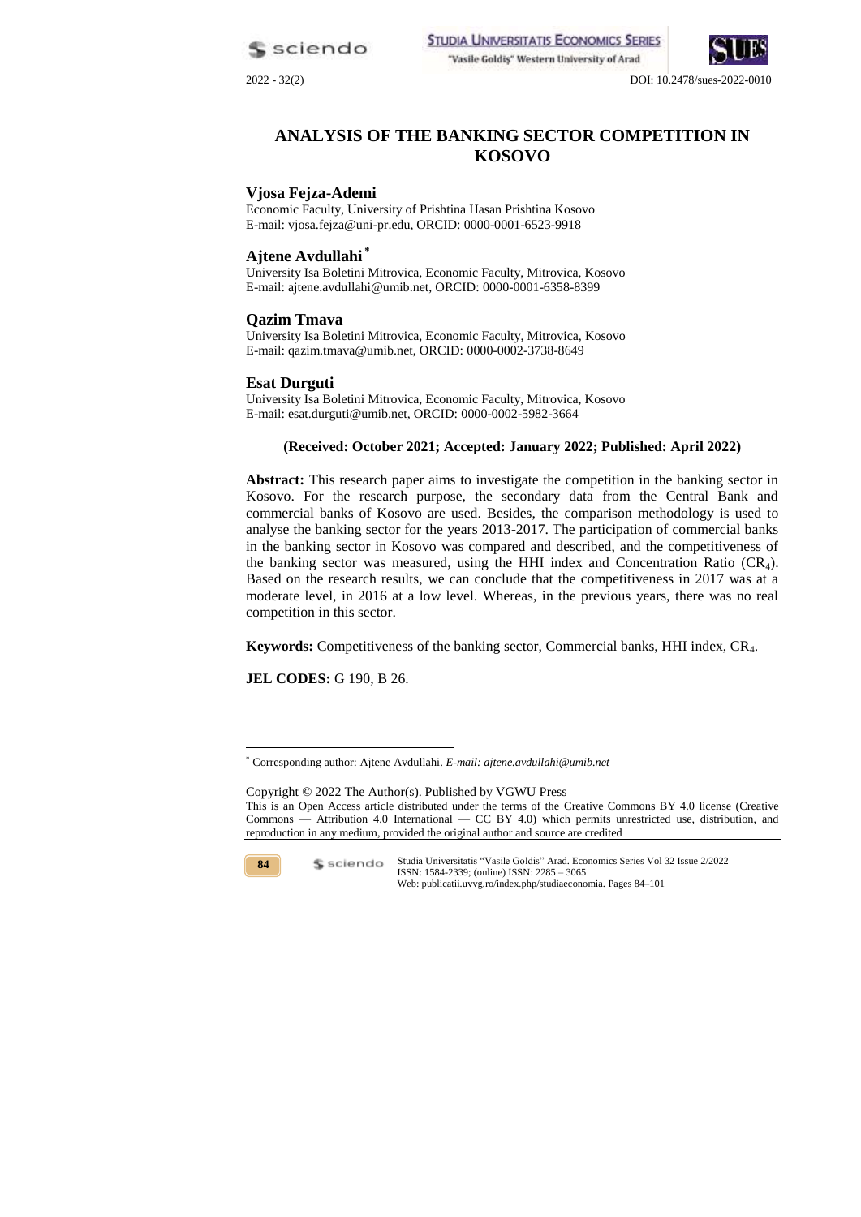# ANALYSIS OF THE BANKING SECTOR COMPETITION IN KOSOVO

**Vjosa Fejza-Ademi**
Economic Faculty, University of Prishtina Hasan Prishtina Kosovo
E-mail: vjosa.fejza@uni-pr.edu, ORCID: 0000-0001-6523-9918

**Ajtene Avdullahi** [*]
University Isa Boletini Mitrovica, Economic Faculty, Mitrovica, Kosovo
E-mail: ajtene.avdullahi@umib.net, ORCID: 0000-0001-6358-8399

**Qazim Tmava**
University Isa Boletini Mitrovica, Economic Faculty, Mitrovica, Kosovo
E-mail: qazim.tmava@umib.net, ORCID: 0000-0002-3738-8649

**Esat Durguti**
University Isa Boletini Mitrovica, Economic Faculty, Mitrovica, Kosovo
E-mail: esat.durguti@umib.net, ORCID: 0000-0002-5982-3664

**(Received: October 2021; Accepted: January 2022; Published: April 2022)**

**Abstract:** This research paper aims to investigate the competition in the banking sector in Kosovo. For the research purpose, the secondary data from the Central Bank and commercial banks of Kosovo are used. Besides, the comparison methodology is used to analyse the banking sector for the years 2013-2017. The participation of commercial banks in the banking sector in Kosovo was compared and described, and the competitiveness of the banking sector was measured, using the HHI index and Concentration Ratio ($CR_4$). Based on the research results, we can conclude that the competitiveness in 2017 was at a moderate level, in 2016 at a low level. Whereas, in the previous years, there was no real competition in this sector.

**Keywords:** Competitiveness of the banking sector, Commercial banks, HHI index, $CR_4$.

**JEL CODES:** G 190, B 26.

[*] Corresponding author: Ajtene Avdullahi. *E-mail: ajtene.avdullahi@umib.net*

Copyright © 2022 The Author(s). Published by VGWU Press
This is an Open Access article distributed under the terms of the Creative Commons BY 4.0 license (Creative Commons — Attribution 4.0 International — CC BY 4.0) which permits unrestricted use, distribution, and reproduction in any medium, provided the original author and source are credited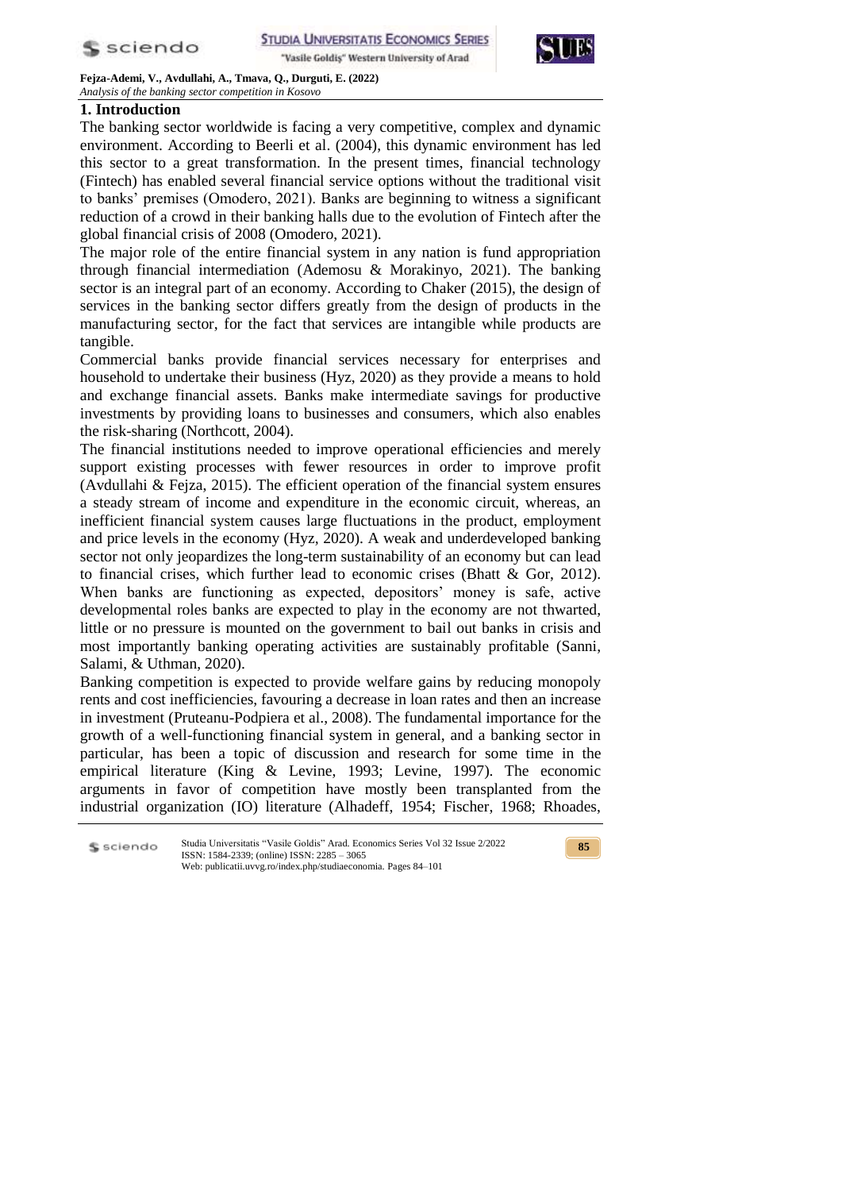## 1. Introduction

The banking sector worldwide is facing a very competitive, complex and dynamic environment. According to Beerli et al. (2004), this dynamic environment has led this sector to a great transformation. In the present times, financial technology (Fintech) has enabled several financial service options without the traditional visit to banks' premises (Omodero, 2021). Banks are beginning to witness a significant reduction of a crowd in their banking halls due to the evolution of Fintech after the global financial crisis of 2008 (Omodero, 2021).

The major role of the entire financial system in any nation is fund appropriation through financial intermediation (Ademosu & Morakinyo, 2021). The banking sector is an integral part of an economy. According to Chaker (2015), the design of services in the banking sector differs greatly from the design of products in the manufacturing sector, for the fact that services are intangible while products are tangible.

Commercial banks provide financial services necessary for enterprises and household to undertake their business (Hyz, 2020) as they provide a means to hold and exchange financial assets. Banks make intermediate savings for productive investments by providing loans to businesses and consumers, which also enables the risk-sharing (Northcott, 2004).

The financial institutions needed to improve operational efficiencies and merely support existing processes with fewer resources in order to improve profit (Avdullahi & Fejza, 2015). The efficient operation of the financial system ensures a steady stream of income and expenditure in the economic circuit, whereas, an inefficient financial system causes large fluctuations in the product, employment and price levels in the economy (Hyz, 2020). A weak and underdeveloped banking sector not only jeopardizes the long-term sustainability of an economy but can lead to financial crises, which further lead to economic crises (Bhatt & Gor, 2012). When banks are functioning as expected, depositors' money is safe, active developmental roles banks are expected to play in the economy are not thwarted, little or no pressure is mounted on the government to bail out banks in crisis and most importantly banking operating activities are sustainably profitable (Sanni, Salami, & Uthman, 2020).

Banking competition is expected to provide welfare gains by reducing monopoly rents and cost inefficiencies, favouring a decrease in loan rates and then an increase in investment (Pruteanu-Podpiera et al., 2008). The fundamental importance for the growth of a well-functioning financial system in general, and a banking sector in particular, has been a topic of discussion and research for some time in the empirical literature (King & Levine, 1993; Levine, 1997). The economic arguments in favor of competition have mostly been transplanted from the industrial organization (IO) literature (Alhadeff, 1954; Fischer, 1968; Rhoades,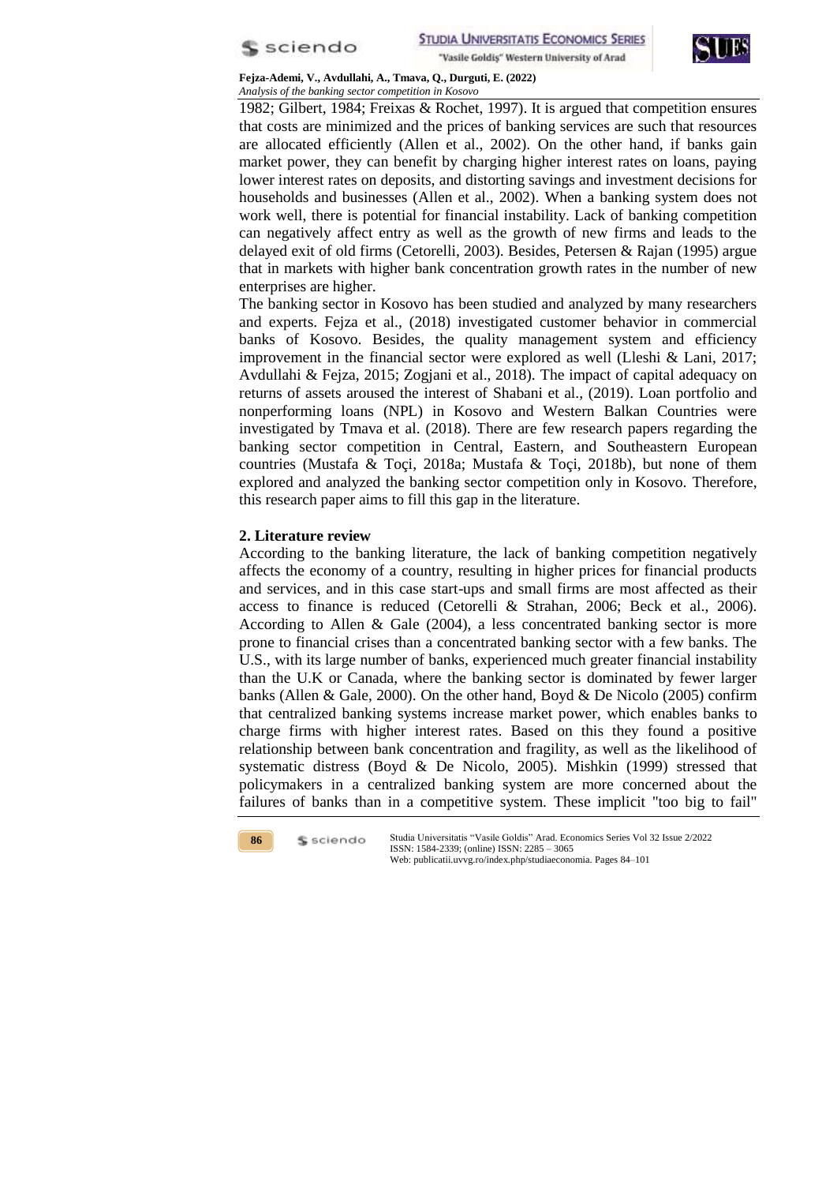1982; Gilbert, 1984; Freixas & Rochet, 1997). It is argued that competition ensures that costs are minimized and the prices of banking services are such that resources are allocated efficiently (Allen et al., 2002). On the other hand, if banks gain market power, they can benefit by charging higher interest rates on loans, paying lower interest rates on deposits, and distorting savings and investment decisions for households and businesses (Allen et al., 2002). When a banking system does not work well, there is potential for financial instability. Lack of banking competition can negatively affect entry as well as the growth of new firms and leads to the delayed exit of old firms (Cetorelli, 2003). Besides, Petersen & Rajan (1995) argue that in markets with higher bank concentration growth rates in the number of new enterprises are higher.

The banking sector in Kosovo has been studied and analyzed by many researchers and experts. Fejza et al., (2018) investigated customer behavior in commercial banks of Kosovo. Besides, the quality management system and efficiency improvement in the financial sector were explored as well (Lleshi & Lani, 2017; Avdullahi & Fejza, 2015; Zogjani et al., 2018). The impact of capital adequacy on returns of assets aroused the interest of Shabani et al., (2019). Loan portfolio and nonperforming loans (NPL) in Kosovo and Western Balkan Countries were investigated by Tmava et al. (2018). There are few research papers regarding the banking sector competition in Central, Eastern, and Southeastern European countries (Mustafa & Toçi, 2018a; Mustafa & Toçi, 2018b), but none of them explored and analyzed the banking sector competition only in Kosovo. Therefore, this research paper aims to fill this gap in the literature.

## 2. Literature review

According to the banking literature, the lack of banking competition negatively affects the economy of a country, resulting in higher prices for financial products and services, and in this case start-ups and small firms are most affected as their access to finance is reduced (Cetorelli & Strahan, 2006; Beck et al., 2006). According to Allen & Gale (2004), a less concentrated banking sector is more prone to financial crises than a concentrated banking sector with a few banks. The U.S., with its large number of banks, experienced much greater financial instability than the U.K or Canada, where the banking sector is dominated by fewer larger banks (Allen & Gale, 2000). On the other hand, Boyd & De Nicolo (2005) confirm that centralized banking systems increase market power, which enables banks to charge firms with higher interest rates. Based on this they found a positive relationship between bank concentration and fragility, as well as the likelihood of systematic distress (Boyd & De Nicolo, 2005). Mishkin (1999) stressed that policymakers in a centralized banking system are more concerned about the failures of banks than in a competitive system. These implicit "too big to fail"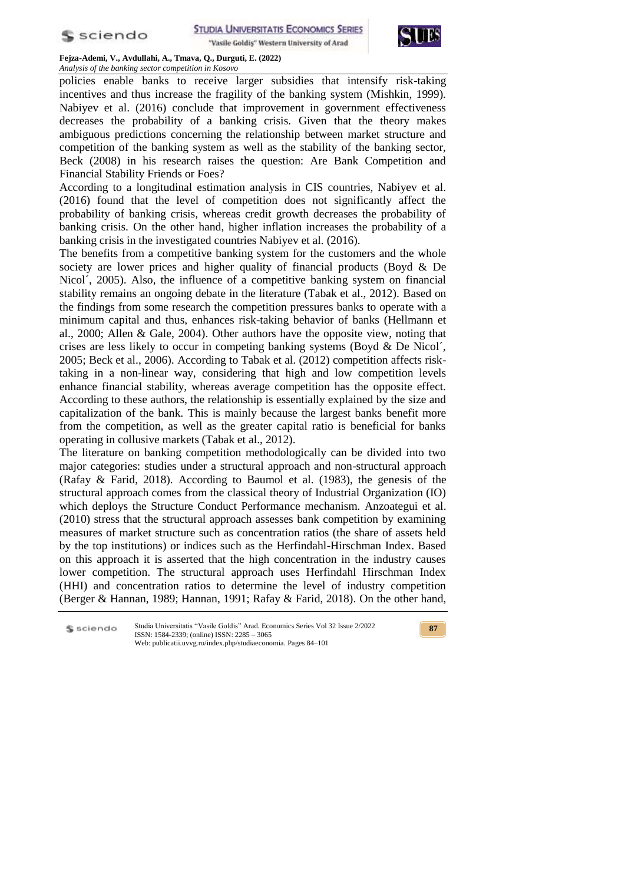policies enable banks to receive larger subsidies that intensify risk-taking incentives and thus increase the fragility of the banking system (Mishkin, 1999). Nabiyev et al. (2016) conclude that improvement in government effectiveness decreases the probability of a banking crisis. Given that the theory makes ambiguous predictions concerning the relationship between market structure and competition of the banking system as well as the stability of the banking sector, Beck (2008) in his research raises the question: Are Bank Competition and Financial Stability Friends or Foes?

According to a longitudinal estimation analysis in CIS countries, Nabiyev et al. (2016) found that the level of competition does not significantly affect the probability of banking crisis, whereas credit growth decreases the probability of banking crisis. On the other hand, higher inflation increases the probability of a banking crisis in the investigated countries Nabiyev et al. (2016).

The benefits from a competitive banking system for the customers and the whole society are lower prices and higher quality of financial products (Boyd & De Nicol´, 2005). Also, the influence of a competitive banking system on financial stability remains an ongoing debate in the literature (Tabak et al., 2012). Based on the findings from some research the competition pressures banks to operate with a minimum capital and thus, enhances risk-taking behavior of banks (Hellmann et al., 2000; Allen & Gale, 2004). Other authors have the opposite view, noting that crises are less likely to occur in competing banking systems (Boyd & De Nicol´, 2005; Beck et al., 2006). According to Tabak et al. (2012) competition affects risk-taking in a non-linear way, considering that high and low competition levels enhance financial stability, whereas average competition has the opposite effect. According to these authors, the relationship is essentially explained by the size and capitalization of the bank. This is mainly because the largest banks benefit more from the competition, as well as the greater capital ratio is beneficial for banks operating in collusive markets (Tabak et al., 2012).

The literature on banking competition methodologically can be divided into two major categories: studies under a structural approach and non-structural approach (Rafay & Farid, 2018). According to Baumol et al. (1983), the genesis of the structural approach comes from the classical theory of Industrial Organization (IO) which deploys the Structure Conduct Performance mechanism. Anzoategui et al. (2010) stress that the structural approach assesses bank competition by examining measures of market structure such as concentration ratios (the share of assets held by the top institutions) or indices such as the Herfindahl-Hirschman Index. Based on this approach it is asserted that the high concentration in the industry causes lower competition. The structural approach uses Herfindahl Hirschman Index (HHI) and concentration ratios to determine the level of industry competition (Berger & Hannan, 1989; Hannan, 1991; Rafay & Farid, 2018). On the other hand,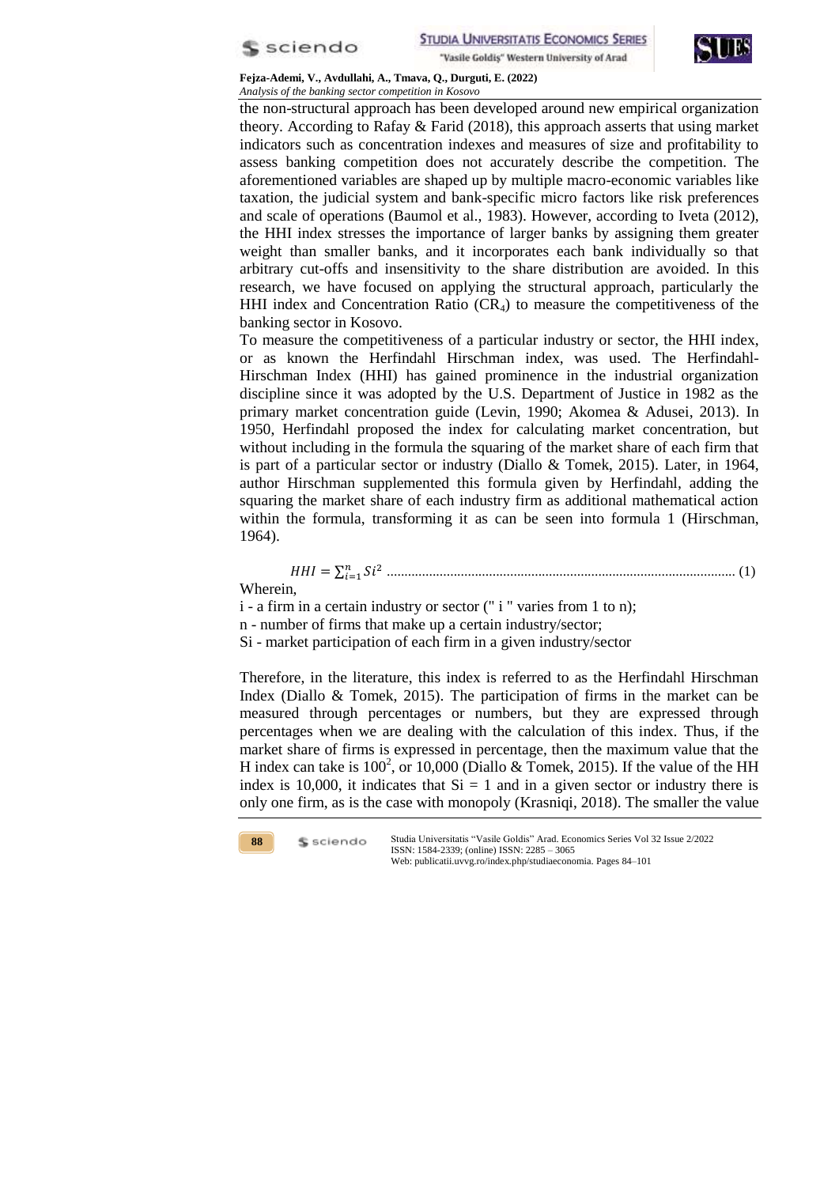the non-structural approach has been developed around new empirical organization theory. According to Rafay & Farid (2018), this approach asserts that using market indicators such as concentration indexes and measures of size and profitability to assess banking competition does not accurately describe the competition. The aforementioned variables are shaped up by multiple macro-economic variables like taxation, the judicial system and bank-specific micro factors like risk preferences and scale of operations (Baumol et al., 1983). However, according to Iveta (2012), the HHI index stresses the importance of larger banks by assigning them greater weight than smaller banks, and it incorporates each bank individually so that arbitrary cut-offs and insensitivity to the share distribution are avoided. In this research, we have focused on applying the structural approach, particularly the HHI index and Concentration Ratio ($CR_4$) to measure the competitiveness of the banking sector in Kosovo.

To measure the competitiveness of a particular industry or sector, the HHI index, or as known the Herfindahl Hirschman index, was used. The Herfindahl-Hirschman Index (HHI) has gained prominence in the industrial organization discipline since it was adopted by the U.S. Department of Justice in 1982 as the primary market concentration guide (Levin, 1990; Akomea & Adusei, 2013). In 1950, Herfindahl proposed the index for calculating market concentration, but without including in the formula the squaring of the market share of each firm that is part of a particular sector or industry (Diallo & Tomek, 2015). Later, in 1964, author Hirschman supplemented this formula given by Herfindahl, adding the squaring the market share of each industry firm as additional mathematical action within the formula, transforming it as can be seen into formula 1 (Hirschman, 1964).

$$HHI = \sum_{i=1}^{n} Si^2 \quad (1)$$

Wherein,

i - a firm in a certain industry or sector (" i " varies from 1 to n);

n - number of firms that make up a certain industry/sector;

Si - market participation of each firm in a given industry/sector

Therefore, in the literature, this index is referred to as the Herfindahl Hirschman Index (Diallo & Tomek, 2015). The participation of firms in the market can be measured through percentages or numbers, but they are expressed through percentages when we are dealing with the calculation of this index. Thus, if the market share of firms is expressed in percentage, then the maximum value that the H index can take is $100^2$, or 10,000 (Diallo & Tomek, 2015). If the value of the HH index is 10,000, it indicates that $Si = 1$ and in a given sector or industry there is only one firm, as is the case with monopoly (Krasniqi, 2018). The smaller the value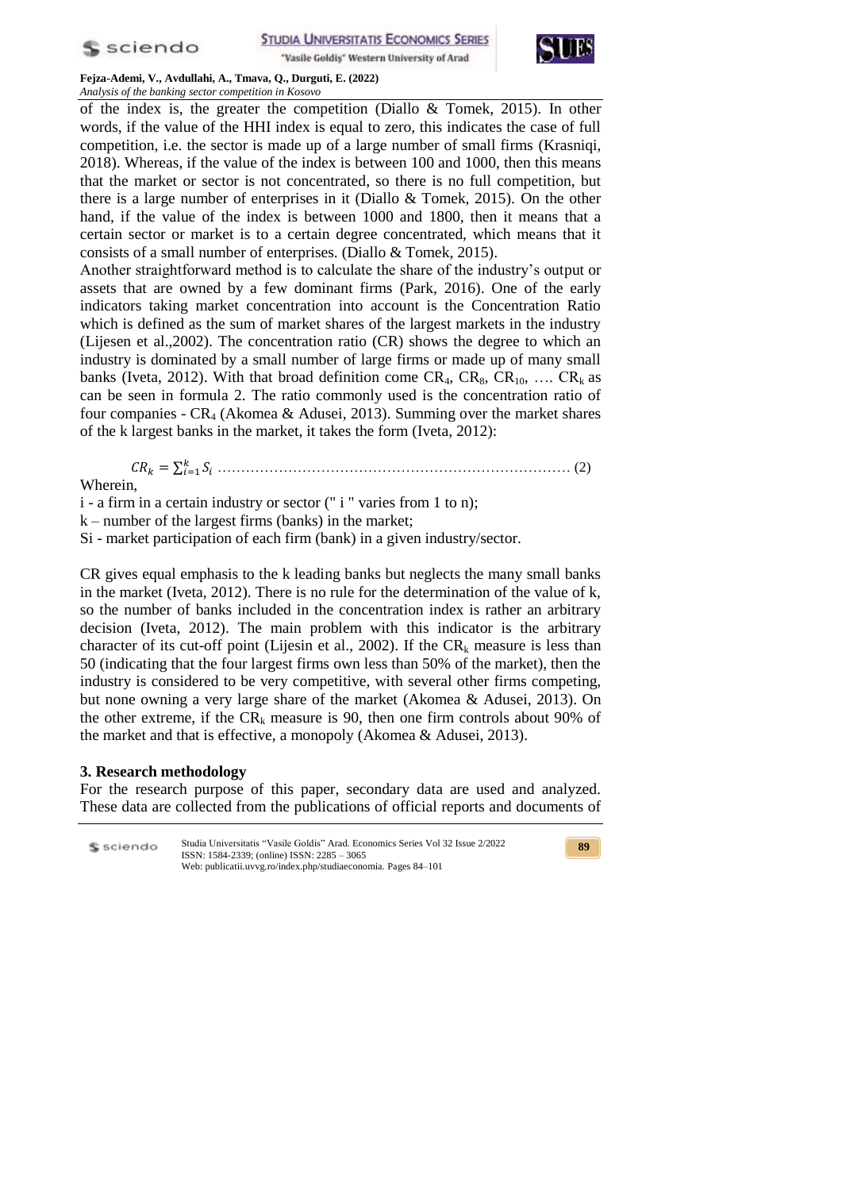of the index is, the greater the competition (Diallo & Tomek, 2015). In other words, if the value of the HHI index is equal to zero, this indicates the case of full competition, i.e. the sector is made up of a large number of small firms (Krasniqi, 2018). Whereas, if the value of the index is between 100 and 1000, then this means that the market or sector is not concentrated, so there is no full competition, but there is a large number of enterprises in it (Diallo & Tomek, 2015). On the other hand, if the value of the index is between 1000 and 1800, then it means that a certain sector or market is to a certain degree concentrated, which means that it consists of a small number of enterprises. (Diallo & Tomek, 2015).

Another straightforward method is to calculate the share of the industry's output or assets that are owned by a few dominant firms (Park, 2016). One of the early indicators taking market concentration into account is the Concentration Ratio which is defined as the sum of market shares of the largest markets in the industry (Lijesen et al.,2002). The concentration ratio (CR) shows the degree to which an industry is dominated by a small number of large firms or made up of many small banks (Iveta, 2012). With that broad definition come $CR_4$, $CR_8$, $CR_{10}$, …. $CR_k$ as can be seen in formula 2. The ratio commonly used is the concentration ratio of four companies - $CR_4$ (Akomea & Adusei, 2013). Summing over the market shares of the k largest banks in the market, it takes the form (Iveta, 2012):

$$CR_k = \sum_{i=1}^{k} S_i \quad \text{……} \quad (2)$$

Wherein,

i - a firm in a certain industry or sector (" i " varies from 1 to n);

k – number of the largest firms (banks) in the market;

Si - market participation of each firm (bank) in a given industry/sector.

CR gives equal emphasis to the k leading banks but neglects the many small banks in the market (Iveta, 2012). There is no rule for the determination of the value of k, so the number of banks included in the concentration index is rather an arbitrary decision (Iveta, 2012). The main problem with this indicator is the arbitrary character of its cut-off point (Lijesin et al., 2002). If the $CR_k$ measure is less than 50 (indicating that the four largest firms own less than 50% of the market), then the industry is considered to be very competitive, with several other firms competing, but none owning a very large share of the market (Akomea & Adusei, 2013). On the other extreme, if the $CR_k$ measure is 90, then one firm controls about 90% of the market and that is effective, a monopoly (Akomea & Adusei, 2013).

## 3. Research methodology

For the research purpose of this paper, secondary data are used and analyzed. These data are collected from the publications of official reports and documents of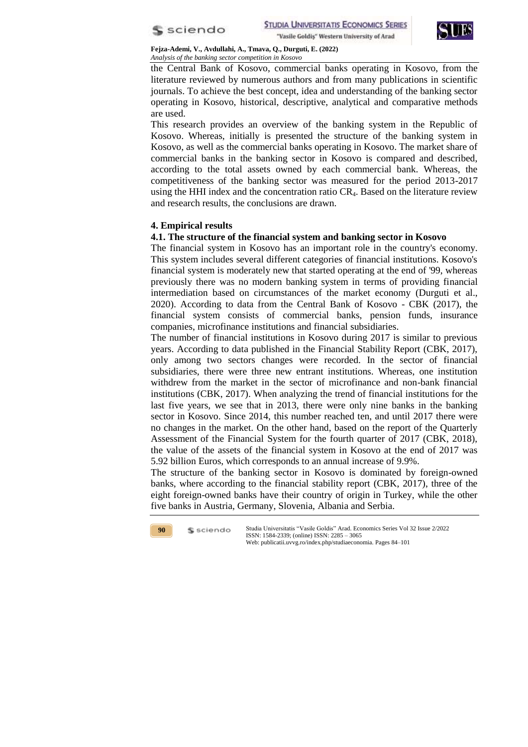the Central Bank of Kosovo, commercial banks operating in Kosovo, from the literature reviewed by numerous authors and from many publications in scientific journals. To achieve the best concept, idea and understanding of the banking sector operating in Kosovo, historical, descriptive, analytical and comparative methods are used.

This research provides an overview of the banking system in the Republic of Kosovo. Whereas, initially is presented the structure of the banking system in Kosovo, as well as the commercial banks operating in Kosovo. The market share of commercial banks in the banking sector in Kosovo is compared and described, according to the total assets owned by each commercial bank. Whereas, the competitiveness of the banking sector was measured for the period 2013-2017 using the HHI index and the concentration ratio $CR_4$. Based on the literature review and research results, the conclusions are drawn.

## 4. Empirical results

### 4.1. The structure of the financial system and banking sector in Kosovo

The financial system in Kosovo has an important role in the country's economy. This system includes several different categories of financial institutions. Kosovo's financial system is moderately new that started operating at the end of '99, whereas previously there was no modern banking system in terms of providing financial intermediation based on circumstances of the market economy (Durguti et al., 2020). According to data from the Central Bank of Kosovo - CBK (2017), the financial system consists of commercial banks, pension funds, insurance companies, microfinance institutions and financial subsidiaries.

The number of financial institutions in Kosovo during 2017 is similar to previous years. According to data published in the Financial Stability Report (CBK, 2017), only among two sectors changes were recorded. In the sector of financial subsidiaries, there were three new entrant institutions. Whereas, one institution withdrew from the market in the sector of microfinance and non-bank financial institutions (CBK, 2017). When analyzing the trend of financial institutions for the last five years, we see that in 2013, there were only nine banks in the banking sector in Kosovo. Since 2014, this number reached ten, and until 2017 there were no changes in the market. On the other hand, based on the report of the Quarterly Assessment of the Financial System for the fourth quarter of 2017 (CBK, 2018), the value of the assets of the financial system in Kosovo at the end of 2017 was 5.92 billion Euros, which corresponds to an annual increase of 9.9%.

The structure of the banking sector in Kosovo is dominated by foreign-owned banks, where according to the financial stability report (CBK, 2017), three of the eight foreign-owned banks have their country of origin in Turkey, while the other five banks in Austria, Germany, Slovenia, Albania and Serbia.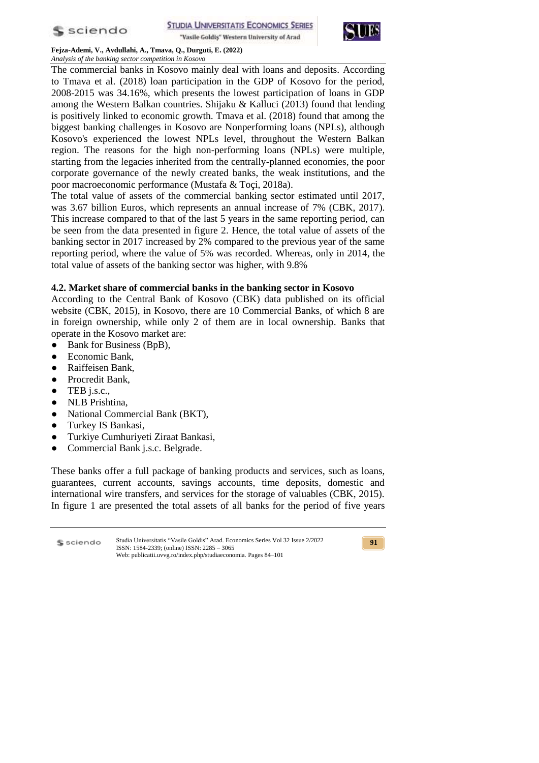The commercial banks in Kosovo mainly deal with loans and deposits. According to Tmava et al. (2018) loan participation in the GDP of Kosovo for the period, 2008-2015 was 34.16%, which presents the lowest participation of loans in GDP among the Western Balkan countries. Shijaku & Kalluci (2013) found that lending is positively linked to economic growth. Tmava et al. (2018) found that among the biggest banking challenges in Kosovo are Nonperforming loans (NPLs), although Kosovo's experienced the lowest NPLs level, throughout the Western Balkan region. The reasons for the high non-performing loans (NPLs) were multiple, starting from the legacies inherited from the centrally-planned economies, the poor corporate governance of the newly created banks, the weak institutions, and the poor macroeconomic performance (Mustafa & Toçi, 2018a).

The total value of assets of the commercial banking sector estimated until 2017, was 3.67 billion Euros, which represents an annual increase of 7% (CBK, 2017). This increase compared to that of the last 5 years in the same reporting period, can be seen from the data presented in figure 2. Hence, the total value of assets of the banking sector in 2017 increased by 2% compared to the previous year of the same reporting period, where the value of 5% was recorded. Whereas, only in 2014, the total value of assets of the banking sector was higher, with 9.8%

### 4.2. Market share of commercial banks in the banking sector in Kosovo

According to the Central Bank of Kosovo (CBK) data published on its official website (CBK, 2015), in Kosovo, there are 10 Commercial Banks, of which 8 are in foreign ownership, while only 2 of them are in local ownership. Banks that operate in the Kosovo market are:

- Bank for Business (BpB),
- Economic Bank,
- Raiffeisen Bank,
- Procredit Bank,
- TEB j.s.c.,
- NLB Prishtina,
- National Commercial Bank (BKT),
- Turkey IS Bankasi,
- Turkiye Cumhuriyeti Ziraat Bankasi,
- Commercial Bank j.s.c. Belgrade.

These banks offer a full package of banking products and services, such as loans, guarantees, current accounts, savings accounts, time deposits, domestic and international wire transfers, and services for the storage of valuables (CBK, 2015). In figure 1 are presented the total assets of all banks for the period of five years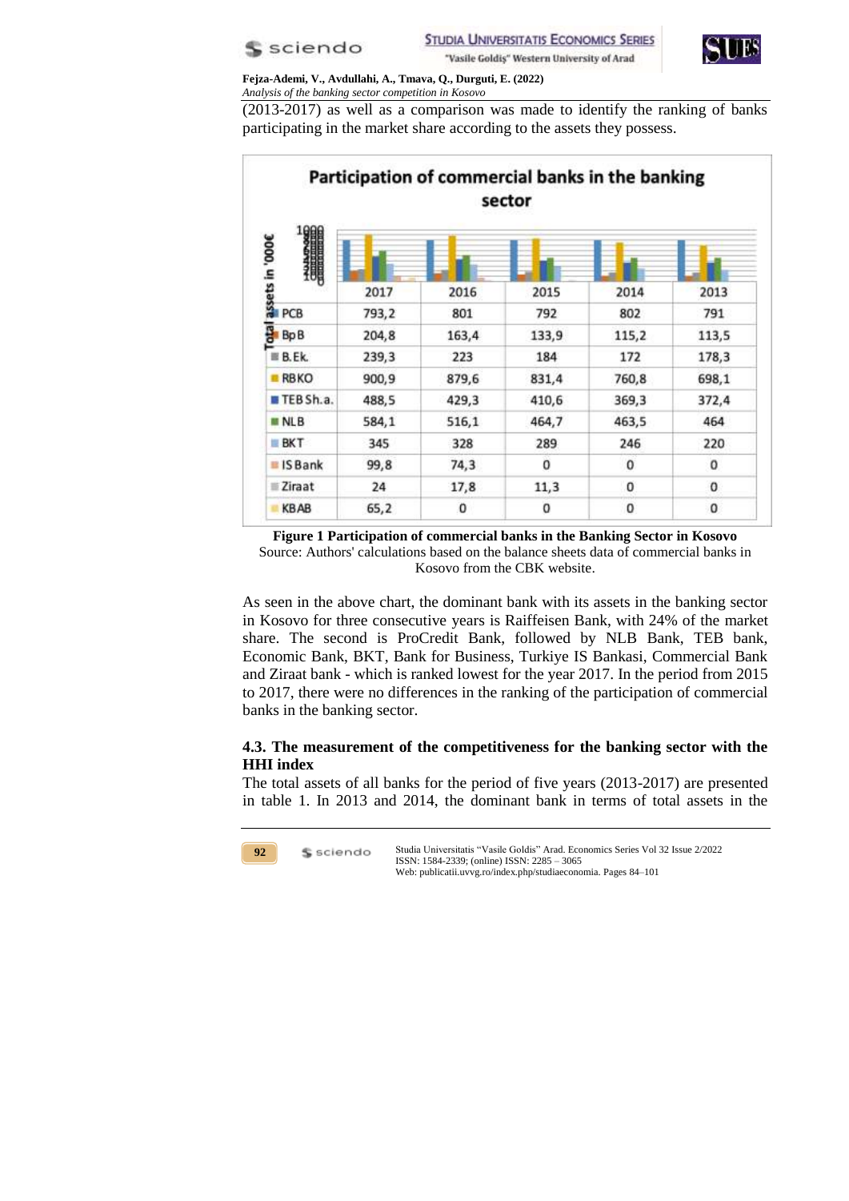(2013-2017) as well as a comparison was made to identify the ranking of banks participating in the market share according to the assets they possess.

**Participation of commercial banks in the banking sector**

| Total assets in '000€ | 2017 | 2016 | 2015 | 2014 | 2013 |
|---|---|---|---|---|---|
| PCB | 793,2 | 801 | 792 | 802 | 791 |
| BpB | 204,8 | 163,4 | 133,9 | 115,2 | 113,5 |
| B.Ek. | 239,3 | 223 | 184 | 172 | 178,3 |
| RBKO | 900,9 | 879,6 | 831,4 | 760,8 | 698,1 |
| TEB Sh.a. | 488,5 | 429,3 | 410,6 | 369,3 | 372,4 |
| NLB | 584,1 | 516,1 | 464,7 | 463,5 | 464 |
| BKT | 345 | 328 | 289 | 246 | 220 |
| IS Bank | 99,8 | 74,3 | 0 | 0 | 0 |
| Ziraat | 24 | 17,8 | 11,3 | 0 | 0 |
| KBAB | 65,2 | 0 | 0 | 0 | 0 |

**Figure 1 Participation of commercial banks in the Banking Sector in Kosovo**
Source: Authors' calculations based on the balance sheets data of commercial banks in Kosovo from the CBK website.

As seen in the above chart, the dominant bank with its assets in the banking sector in Kosovo for three consecutive years is Raiffeisen Bank, with 24% of the market share. The second is ProCredit Bank, followed by NLB Bank, TEB bank, Economic Bank, BKT, Bank for Business, Turkiye IS Bankasi, Commercial Bank and Ziraat bank - which is ranked lowest for the year 2017. In the period from 2015 to 2017, there were no differences in the ranking of the participation of commercial banks in the banking sector.

### 4.3. The measurement of the competitiveness for the banking sector with the HHI index

The total assets of all banks for the period of five years (2013-2017) are presented in table 1. In 2013 and 2014, the dominant bank in terms of total assets in the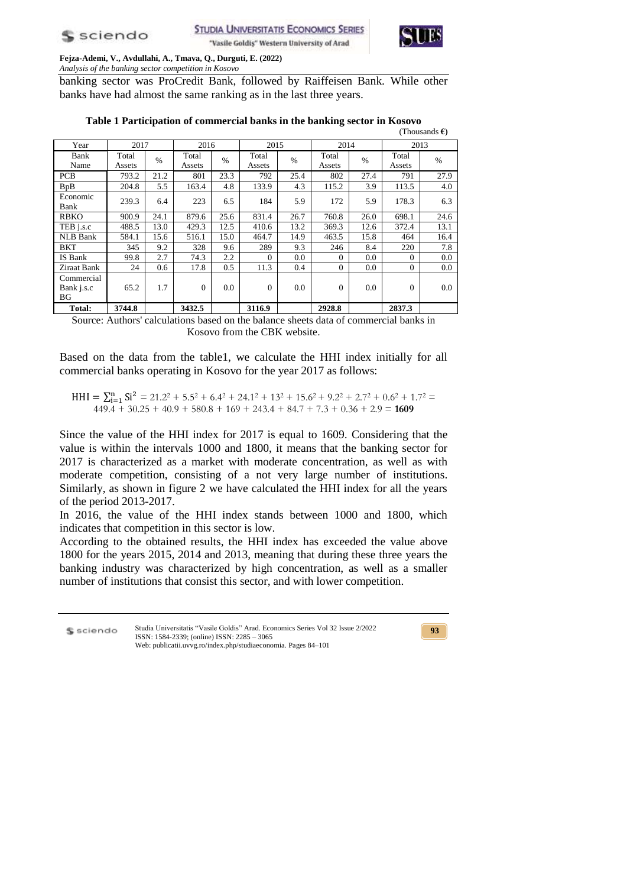banking sector was ProCredit Bank, followed by Raiffeisen Bank. While other banks have had almost the same ranking as in the last three years.

**Table 1 Participation of commercial banks in the banking sector in Kosovo**

(Thousands €)

| Year | 2017 | | 2016 | | 2015 | | 2014 | | 2013 | |
|---|---|---|---|---|---|---|---|---|---|---|
| Bank Name | Total Assets | % | Total Assets | % | Total Assets | % | Total Assets | % | Total Assets | % |
| PCB | 793.2 | 21.2 | 801 | 23.3 | 792 | 25.4 | 802 | 27.4 | 791 | 27.9 |
| BpB | 204.8 | 5.5 | 163.4 | 4.8 | 133.9 | 4.3 | 115.2 | 3.9 | 113.5 | 4.0 |
| Economic Bank | 239.3 | 6.4 | 223 | 6.5 | 184 | 5.9 | 172 | 5.9 | 178.3 | 6.3 |
| RBKO | 900.9 | 24.1 | 879.6 | 25.6 | 831.4 | 26.7 | 760.8 | 26.0 | 698.1 | 24.6 |
| TEB j.s.c | 488.5 | 13.0 | 429.3 | 12.5 | 410.6 | 13.2 | 369.3 | 12.6 | 372.4 | 13.1 |
| NLB Bank | 584.1 | 15.6 | 516.1 | 15.0 | 464.7 | 14.9 | 463.5 | 15.8 | 464 | 16.4 |
| BKT | 345 | 9.2 | 328 | 9.6 | 289 | 9.3 | 246 | 8.4 | 220 | 7.8 |
| IS Bank | 99.8 | 2.7 | 74.3 | 2.2 | 0 | 0.0 | 0 | 0.0 | 0 | 0.0 |
| Ziraat Bank | 24 | 0.6 | 17.8 | 0.5 | 11.3 | 0.4 | 0 | 0.0 | 0 | 0.0 |
| Commercial Bank j.s.c BG | 65.2 | 1.7 | 0 | 0.0 | 0 | 0.0 | 0 | 0.0 | 0 | 0.0 |
| **Total:** | **3744.8** | | **3432.5** | | **3116.9** | | **2928.8** | | **2837.3** | |

Source: Authors' calculations based on the balance sheets data of commercial banks in Kosovo from the CBK website.

Based on the data from the table1, we calculate the HHI index initially for all commercial banks operating in Kosovo for the year 2017 as follows:

$$HHI = \sum_{i=1}^{n} Si^2 = 21.2^2 + 5.5^2 + 6.4^2 + 24.1^2 + 13^2 + 15.6^2 + 9.2^2 + 2.7^2 + 0.6^2 + 1.7^2 = 449.4 + 30.25 + 40.9 + 580.8 + 169 + 243.4 + 84.7 + 7.3 + 0.36 + 2.9 = \mathbf{1609}$$

Since the value of the HHI index for 2017 is equal to 1609. Considering that the value is within the intervals 1000 and 1800, it means that the banking sector for 2017 is characterized as a market with moderate concentration, as well as with moderate competition, consisting of a not very large number of institutions. Similarly, as shown in figure 2 we have calculated the HHI index for all the years of the period 2013-2017.

In 2016, the value of the HHI index stands between 1000 and 1800, which indicates that competition in this sector is low.

According to the obtained results, the HHI index has exceeded the value above 1800 for the years 2015, 2014 and 2013, meaning that during these three years the banking industry was characterized by high concentration, as well as a smaller number of institutions that consist this sector, and with lower competition.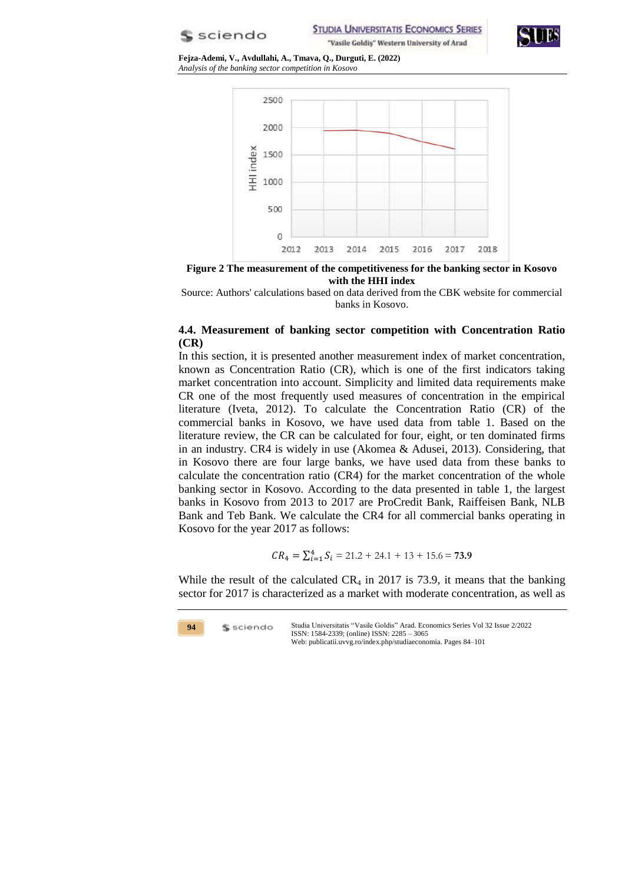**Figure 2 The measurement of the competitiveness for the banking sector in Kosovo with the HHI index**

Source: Authors' calculations based on data derived from the CBK website for commercial banks in Kosovo.

### 4.4. Measurement of banking sector competition with Concentration Ratio (CR)

In this section, it is presented another measurement index of market concentration, known as Concentration Ratio (CR), which is one of the first indicators taking market concentration into account. Simplicity and limited data requirements make CR one of the most frequently used measures of concentration in the empirical literature (Iveta, 2012). To calculate the Concentration Ratio (CR) of the commercial banks in Kosovo, we have used data from table 1. Based on the literature review, the CR can be calculated for four, eight, or ten dominated firms in an industry. CR4 is widely in use (Akomea & Adusei, 2013). Considering, that in Kosovo there are four large banks, we have used data from these banks to calculate the concentration ratio (CR4) for the market concentration of the whole banking sector in Kosovo. According to the data presented in table 1, the largest banks in Kosovo from 2013 to 2017 are ProCredit Bank, Raiffeisen Bank, NLB Bank and Teb Bank. We calculate the CR4 for all commercial banks operating in Kosovo for the year 2017 as follows:

$$CR_4 = \sum_{i=1}^{4} S_i = 21.2 + 24.1 + 13 + 15.6 = \mathbf{73.9}$$

While the result of the calculated $CR_4$ in 2017 is 73.9, it means that the banking sector for 2017 is characterized as a market with moderate concentration, as well as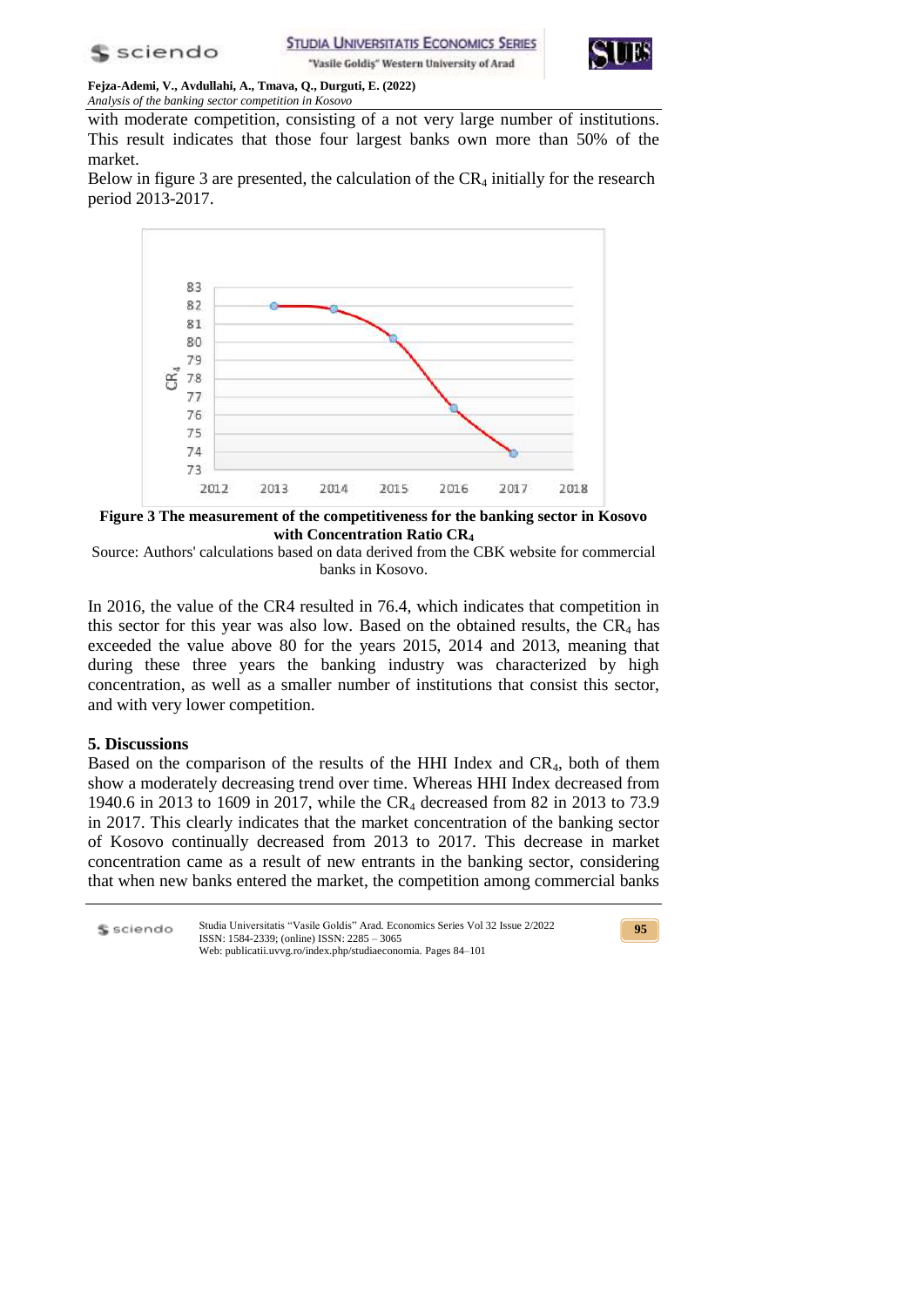with moderate competition, consisting of a not very large number of institutions. This result indicates that those four largest banks own more than 50% of the market.

Below in figure 3 are presented, the calculation of the $CR_4$ initially for the research period 2013-2017.

**Figure 3 The measurement of the competitiveness for the banking sector in Kosovo with Concentration Ratio $CR_4$**

Source: Authors' calculations based on data derived from the CBK website for commercial banks in Kosovo.

In 2016, the value of the CR4 resulted in 76.4, which indicates that competition in this sector for this year was also low. Based on the obtained results, the $CR_4$ has exceeded the value above 80 for the years 2015, 2014 and 2013, meaning that during these three years the banking industry was characterized by high concentration, as well as a smaller number of institutions that consist this sector, and with very lower competition.

## 5. Discussions

Based on the comparison of the results of the HHI Index and $CR_4$, both of them show a moderately decreasing trend over time. Whereas HHI Index decreased from 1940.6 in 2013 to 1609 in 2017, while the $CR_4$ decreased from 82 in 2013 to 73.9 in 2017. This clearly indicates that the market concentration of the banking sector of Kosovo continually decreased from 2013 to 2017. This decrease in market concentration came as a result of new entrants in the banking sector, considering that when new banks entered the market, the competition among commercial banks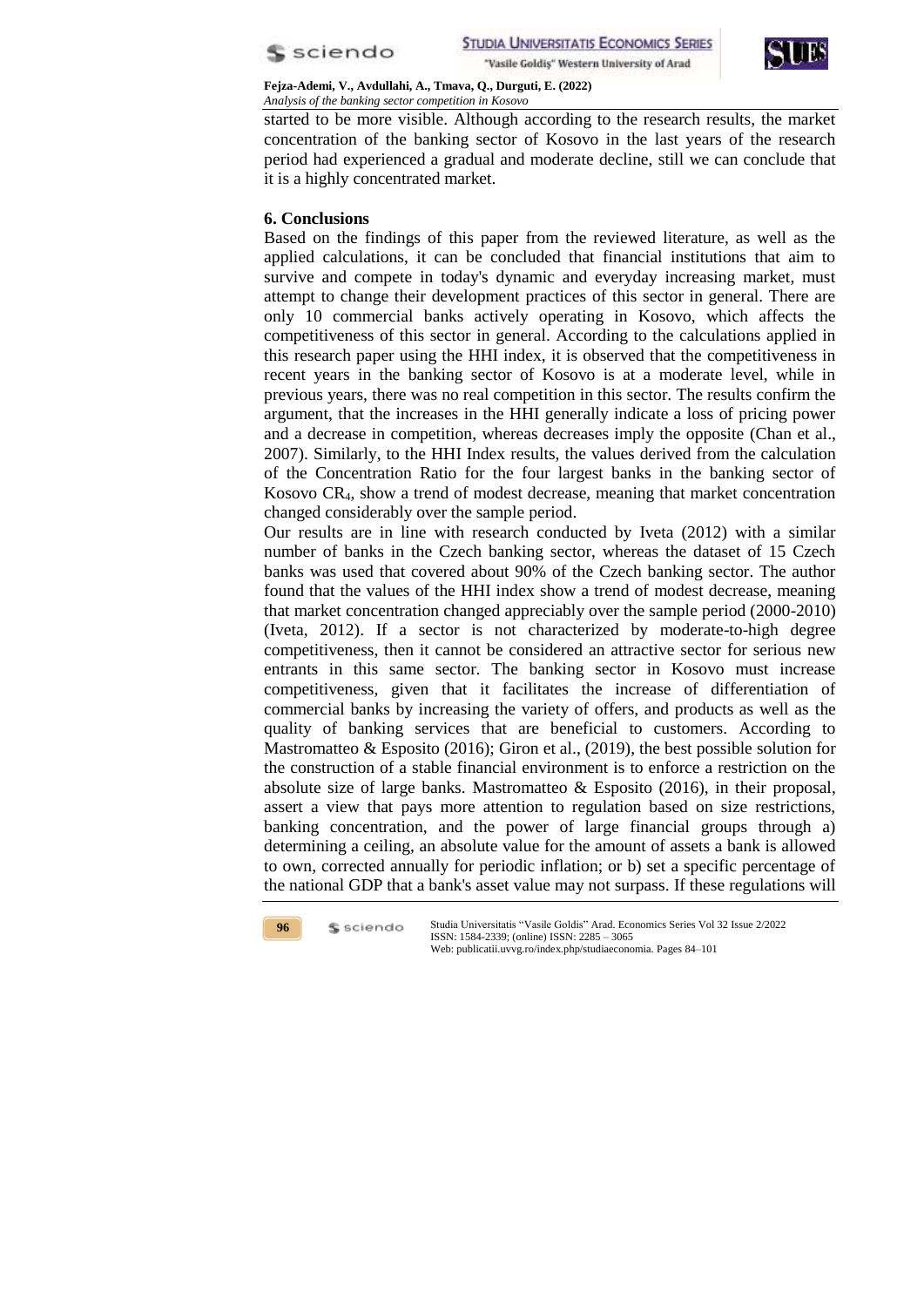started to be more visible. Although according to the research results, the market concentration of the banking sector of Kosovo in the last years of the research period had experienced a gradual and moderate decline, still we can conclude that it is a highly concentrated market.

## 6. Conclusions

Based on the findings of this paper from the reviewed literature, as well as the applied calculations, it can be concluded that financial institutions that aim to survive and compete in today's dynamic and everyday increasing market, must attempt to change their development practices of this sector in general. There are only 10 commercial banks actively operating in Kosovo, which affects the competitiveness of this sector in general. According to the calculations applied in this research paper using the HHI index, it is observed that the competitiveness in recent years in the banking sector of Kosovo is at a moderate level, while in previous years, there was no real competition in this sector. The results confirm the argument, that the increases in the HHI generally indicate a loss of pricing power and a decrease in competition, whereas decreases imply the opposite (Chan et al., 2007). Similarly, to the HHI Index results, the values derived from the calculation of the Concentration Ratio for the four largest banks in the banking sector of Kosovo $CR_4$, show a trend of modest decrease, meaning that market concentration changed considerably over the sample period.

Our results are in line with research conducted by Iveta (2012) with a similar number of banks in the Czech banking sector, whereas the dataset of 15 Czech banks was used that covered about 90% of the Czech banking sector. The author found that the values of the HHI index show a trend of modest decrease, meaning that market concentration changed appreciably over the sample period (2000-2010) (Iveta, 2012). If a sector is not characterized by moderate-to-high degree competitiveness, then it cannot be considered an attractive sector for serious new entrants in this same sector. The banking sector in Kosovo must increase competitiveness, given that it facilitates the increase of differentiation of commercial banks by increasing the variety of offers, and products as well as the quality of banking services that are beneficial to customers. According to Mastromatteo & Esposito (2016); Giron et al., (2019), the best possible solution for the construction of a stable financial environment is to enforce a restriction on the absolute size of large banks. Mastromatteo & Esposito (2016), in their proposal, assert a view that pays more attention to regulation based on size restrictions, banking concentration, and the power of large financial groups through a) determining a ceiling, an absolute value for the amount of assets a bank is allowed to own, corrected annually for periodic inflation; or b) set a specific percentage of the national GDP that a bank's asset value may not surpass. If these regulations will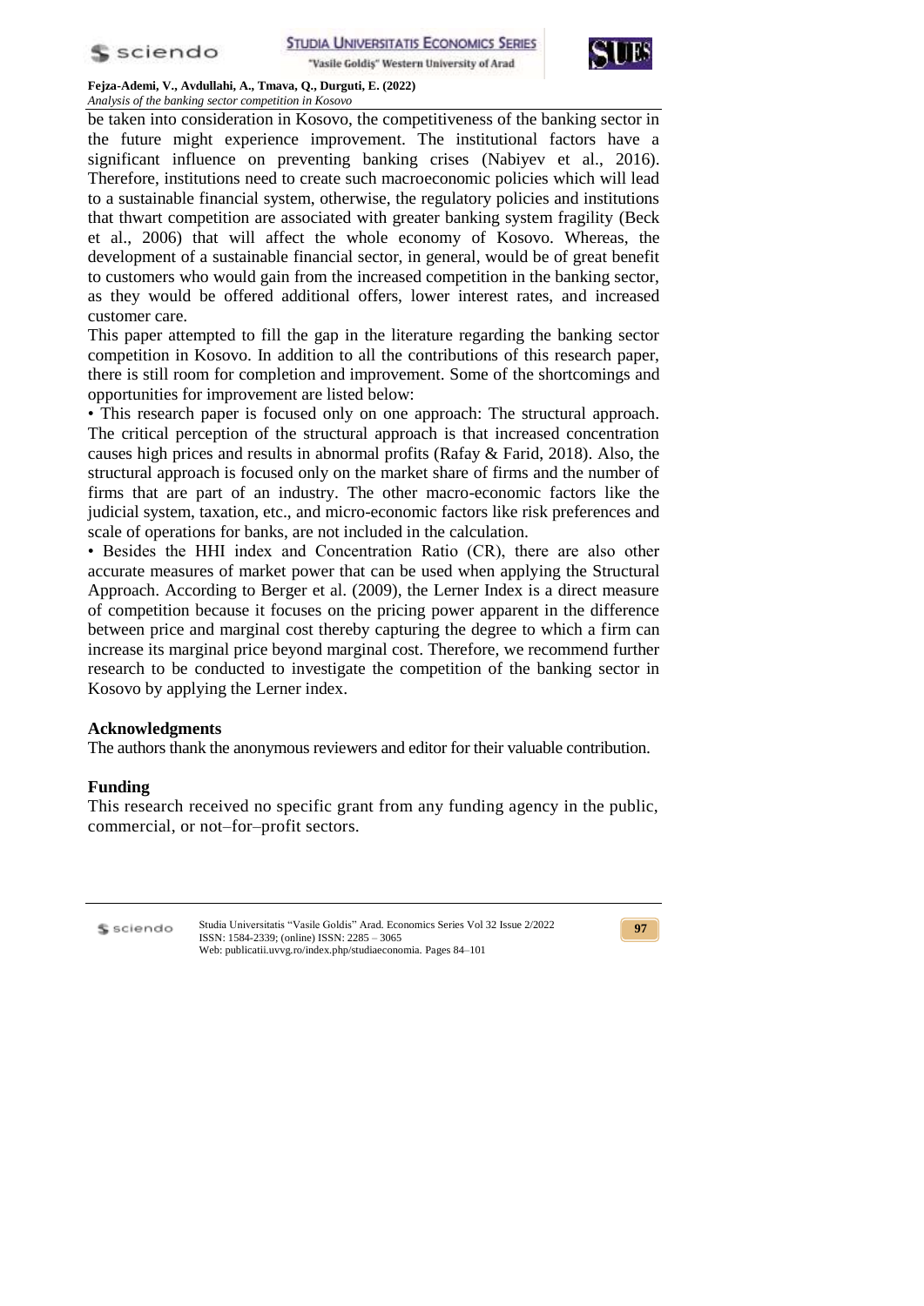be taken into consideration in Kosovo, the competitiveness of the banking sector in the future might experience improvement. The institutional factors have a significant influence on preventing banking crises (Nabiyev et al., 2016). Therefore, institutions need to create such macroeconomic policies which will lead to a sustainable financial system, otherwise, the regulatory policies and institutions that thwart competition are associated with greater banking system fragility (Beck et al., 2006) that will affect the whole economy of Kosovo. Whereas, the development of a sustainable financial sector, in general, would be of great benefit to customers who would gain from the increased competition in the banking sector, as they would be offered additional offers, lower interest rates, and increased customer care.

This paper attempted to fill the gap in the literature regarding the banking sector competition in Kosovo. In addition to all the contributions of this research paper, there is still room for completion and improvement. Some of the shortcomings and opportunities for improvement are listed below:

- This research paper is focused only on one approach: The structural approach. The critical perception of the structural approach is that increased concentration causes high prices and results in abnormal profits (Rafay & Farid, 2018). Also, the structural approach is focused only on the market share of firms and the number of firms that are part of an industry. The other macro-economic factors like the judicial system, taxation, etc., and micro-economic factors like risk preferences and scale of operations for banks, are not included in the calculation.
- Besides the HHI index and Concentration Ratio (CR), there are also other accurate measures of market power that can be used when applying the Structural Approach. According to Berger et al. (2009), the Lerner Index is a direct measure of competition because it focuses on the pricing power apparent in the difference between price and marginal cost thereby capturing the degree to which a firm can increase its marginal price beyond marginal cost. Therefore, we recommend further research to be conducted to investigate the competition of the banking sector in Kosovo by applying the Lerner index.

## Acknowledgments

The authors thank the anonymous reviewers and editor for their valuable contribution.

## Funding

This research received no specific grant from any funding agency in the public, commercial, or not–for–profit sectors.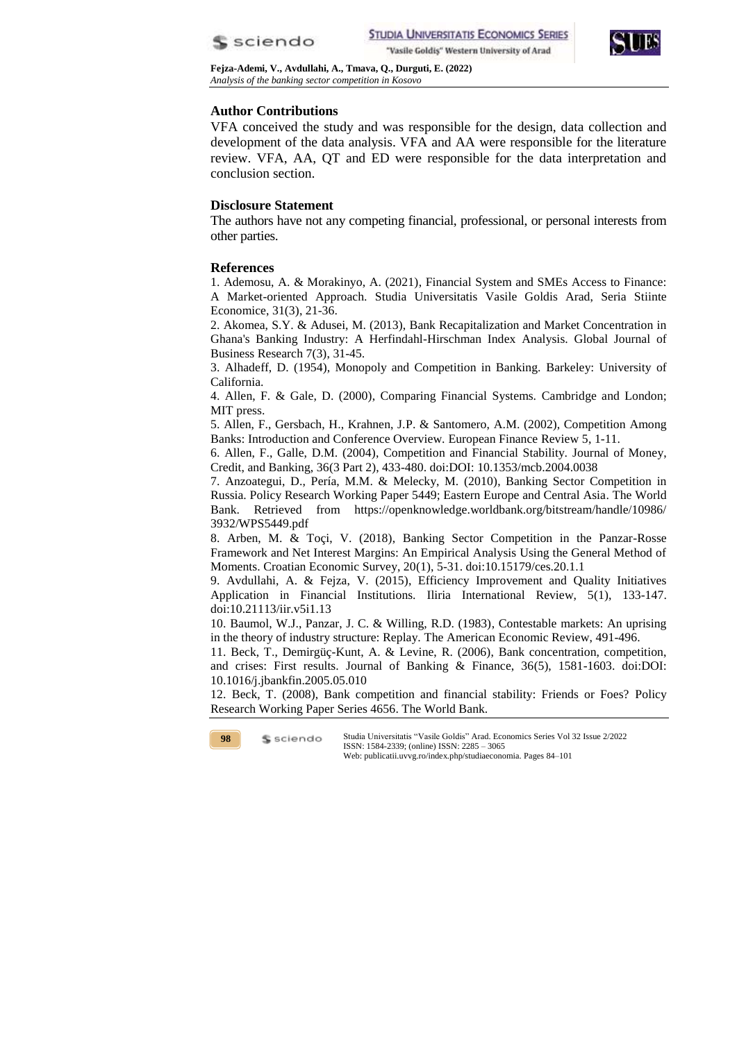### Author Contributions

VFA conceived the study and was responsible for the design, data collection and development of the data analysis. VFA and AA were responsible for the literature review. VFA, AA, QT and ED were responsible for the data interpretation and conclusion section.

### Disclosure Statement

The authors have not any competing financial, professional, or personal interests from other parties.

### References

1. Ademosu, A. & Morakinyo, A. (2021), Financial System and SMEs Access to Finance: A Market-oriented Approach. Studia Universitatis Vasile Goldis Arad, Seria Stiinte Economice, 31(3), 21-36.
2. Akomea, S.Y. & Adusei, M. (2013), Bank Recapitalization and Market Concentration in Ghana's Banking Industry: A Herfindahl-Hirschman Index Analysis. Global Journal of Business Research 7(3), 31-45.
3. Alhadeff, D. (1954), Monopoly and Competition in Banking. Barkeley: University of California.
4. Allen, F. & Gale, D. (2000), Comparing Financial Systems. Cambridge and London; MIT press.
5. Allen, F., Gersbach, H., Krahnen, J.P. & Santomero, A.M. (2002), Competition Among Banks: Introduction and Conference Overview. European Finance Review 5, 1-11.
6. Allen, F., Galle, D.M. (2004), Competition and Financial Stability. Journal of Money, Credit, and Banking, 36(3 Part 2), 433-480. doi:DOI: 10.1353/mcb.2004.0038
7. Anzoategui, D., Pería, M.M. & Melecky, M. (2010), Banking Sector Competition in Russia. Policy Research Working Paper 5449; Eastern Europe and Central Asia. The World Bank. Retrieved from https://openknowledge.worldbank.org/bitstream/handle/10986/3932/WPS5449.pdf
8. Arben, M. & Toçi, V. (2018), Banking Sector Competition in the Panzar-Rosse Framework and Net Interest Margins: An Empirical Analysis Using the General Method of Moments. Croatian Economic Survey, 20(1), 5-31. doi:10.15179/ces.20.1.1
9. Avdullahi, A. & Fejza, V. (2015), Efficiency Improvement and Quality Initiatives Application in Financial Institutions. Iliria International Review, 5(1), 133-147. doi:10.21113/iir.v5i1.13
10. Baumol, W.J., Panzar, J. C. & Willing, R.D. (1983), Contestable markets: An uprising in the theory of industry structure: Replay. The American Economic Review, 491-496.
11. Beck, T., Demirgüç-Kunt, A. & Levine, R. (2006), Bank concentration, competition, and crises: First results. Journal of Banking & Finance, 36(5), 1581-1603. doi:DOI: 10.1016/j.jbankfin.2005.05.010
12. Beck, T. (2008), Bank competition and financial stability: Friends or Foes? Policy Research Working Paper Series 4656. The World Bank.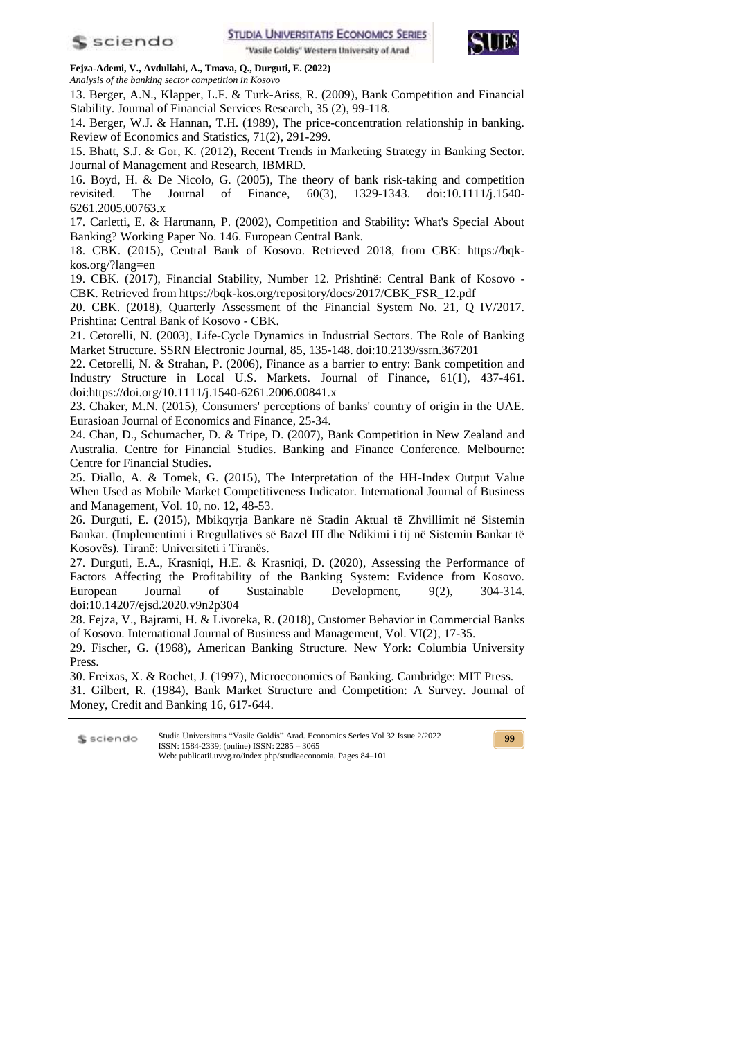13. Berger, A.N., Klapper, L.F. & Turk-Ariss, R. (2009), Bank Competition and Financial Stability. Journal of Financial Services Research, 35 (2), 99-118.

14. Berger, W.J. & Hannan, T.H. (1989), The price-concentration relationship in banking. Review of Economics and Statistics, 71(2), 291-299.

15. Bhatt, S.J. & Gor, K. (2012), Recent Trends in Marketing Strategy in Banking Sector. Journal of Management and Research, IBMRD.

16. Boyd, H. & De Nicolo, G. (2005), The theory of bank risk-taking and competition revisited. The Journal of Finance, 60(3), 1329-1343. doi:10.1111/j.1540-6261.2005.00763.x

17. Carletti, E. & Hartmann, P. (2002), Competition and Stability: What's Special About Banking? Working Paper No. 146. European Central Bank.

18. CBK. (2015), Central Bank of Kosovo. Retrieved 2018, from CBK: https://bqk-kos.org/?lang=en

19. CBK. (2017), Financial Stability, Number 12. Prishtinë: Central Bank of Kosovo - CBK. Retrieved from https://bqk-kos.org/repository/docs/2017/CBK_FSR_12.pdf

20. CBK. (2018), Quarterly Assessment of the Financial System No. 21, Q IV/2017. Prishtina: Central Bank of Kosovo - CBK.

21. Cetorelli, N. (2003), Life-Cycle Dynamics in Industrial Sectors. The Role of Banking Market Structure. SSRN Electronic Journal, 85, 135-148. doi:10.2139/ssrn.367201

22. Cetorelli, N. & Strahan, P. (2006), Finance as a barrier to entry: Bank competition and Industry Structure in Local U.S. Markets. Journal of Finance, 61(1), 437-461. doi:https://doi.org/10.1111/j.1540-6261.2006.00841.x

23. Chaker, M.N. (2015), Consumers' perceptions of banks' country of origin in the UAE. Eurasioan Journal of Economics and Finance, 25-34.

24. Chan, D., Schumacher, D. & Tripe, D. (2007), Bank Competition in New Zealand and Australia. Centre for Financial Studies. Banking and Finance Conference. Melbourne: Centre for Financial Studies.

25. Diallo, A. & Tomek, G. (2015), The Interpretation of the HH-Index Output Value When Used as Mobile Market Competitiveness Indicator. International Journal of Business and Management, Vol. 10, no. 12, 48-53.

26. Durguti, E. (2015), Mbikqyrja Bankare në Stadin Aktual të Zhvillimit në Sistemin Bankar. (Implementimi i Rregullativës së Bazel III dhe Ndikimi i tij në Sistemin Bankar të Kosovës). Tiranë: Universiteti i Tiranës.

27. Durguti, E.A., Krasniqi, H.E. & Krasniqi, D. (2020), Assessing the Performance of Factors Affecting the Profitability of the Banking System: Evidence from Kosovo. European Journal of Sustainable Development, 9(2), 304-314. doi:10.14207/ejsd.2020.v9n2p304

28. Fejza, V., Bajrami, H. & Livoreka, R. (2018), Customer Behavior in Commercial Banks of Kosovo. International Journal of Business and Management, Vol. VI(2), 17-35.

29. Fischer, G. (1968), American Banking Structure. New York: Columbia University Press.

30. Freixas, X. & Rochet, J. (1997), Microeconomics of Banking. Cambridge: MIT Press.

31. Gilbert, R. (1984), Bank Market Structure and Competition: A Survey. Journal of Money, Credit and Banking 16, 617-644.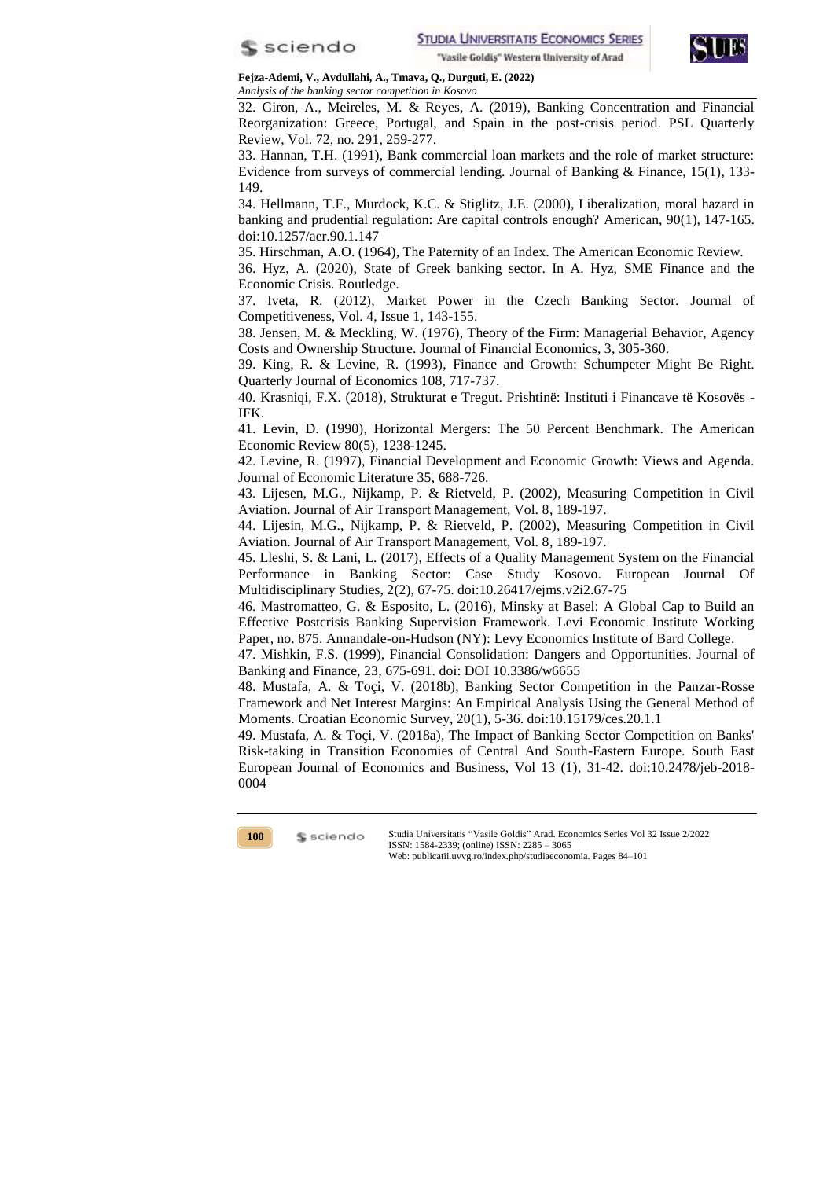32. Giron, A., Meireles, M. & Reyes, A. (2019), Banking Concentration and Financial Reorganization: Greece, Portugal, and Spain in the post-crisis period. PSL Quarterly Review, Vol. 72, no. 291, 259-277.

33. Hannan, T.H. (1991), Bank commercial loan markets and the role of market structure: Evidence from surveys of commercial lending. Journal of Banking & Finance, 15(1), 133-149.

34. Hellmann, T.F., Murdock, K.C. & Stiglitz, J.E. (2000), Liberalization, moral hazard in banking and prudential regulation: Are capital controls enough? American, 90(1), 147-165. doi:10.1257/aer.90.1.147

35. Hirschman, A.O. (1964), The Paternity of an Index. The American Economic Review.

36. Hyz, A. (2020), State of Greek banking sector. In A. Hyz, SME Finance and the Economic Crisis. Routledge.

37. Iveta, R. (2012), Market Power in the Czech Banking Sector. Journal of Competitiveness, Vol. 4, Issue 1, 143-155.

38. Jensen, M. & Meckling, W. (1976), Theory of the Firm: Managerial Behavior, Agency Costs and Ownership Structure. Journal of Financial Economics, 3, 305-360.

39. King, R. & Levine, R. (1993), Finance and Growth: Schumpeter Might Be Right. Quarterly Journal of Economics 108, 717-737.

40. Krasniqi, F.X. (2018), Strukturat e Tregut. Prishtinë: Instituti i Financave të Kosovës - IFK.

41. Levin, D. (1990), Horizontal Mergers: The 50 Percent Benchmark. The American Economic Review 80(5), 1238-1245.

42. Levine, R. (1997), Financial Development and Economic Growth: Views and Agenda. Journal of Economic Literature 35, 688-726.

43. Lijesen, M.G., Nijkamp, P. & Rietveld, P. (2002), Measuring Competition in Civil Aviation. Journal of Air Transport Management, Vol. 8, 189-197.

44. Lijesin, M.G., Nijkamp, P. & Rietveld, P. (2002), Measuring Competition in Civil Aviation. Journal of Air Transport Management, Vol. 8, 189-197.

45. Lleshi, S. & Lani, L. (2017), Effects of a Quality Management System on the Financial Performance in Banking Sector: Case Study Kosovo. European Journal Of Multidisciplinary Studies, 2(2), 67-75. doi:10.26417/ejms.v2i2.67-75

46. Mastromatteo, G. & Esposito, L. (2016), Minsky at Basel: A Global Cap to Build an Effective Postcrisis Banking Supervision Framework. Levi Economic Institute Working Paper, no. 875. Annandale-on-Hudson (NY): Levy Economics Institute of Bard College.

47. Mishkin, F.S. (1999), Financial Consolidation: Dangers and Opportunities. Journal of Banking and Finance, 23, 675-691. doi: DOI 10.3386/w6655

48. Mustafa, A. & Toçi, V. (2018b), Banking Sector Competition in the Panzar-Rosse Framework and Net Interest Margins: An Empirical Analysis Using the General Method of Moments. Croatian Economic Survey, 20(1), 5-36. doi:10.15179/ces.20.1.1

49. Mustafa, A. & Toçi, V. (2018a), The Impact of Banking Sector Competition on Banks' Risk-taking in Transition Economies of Central And South-Eastern Europe. South East European Journal of Economics and Business, Vol 13 (1), 31-42. doi:10.2478/jeb-2018-0004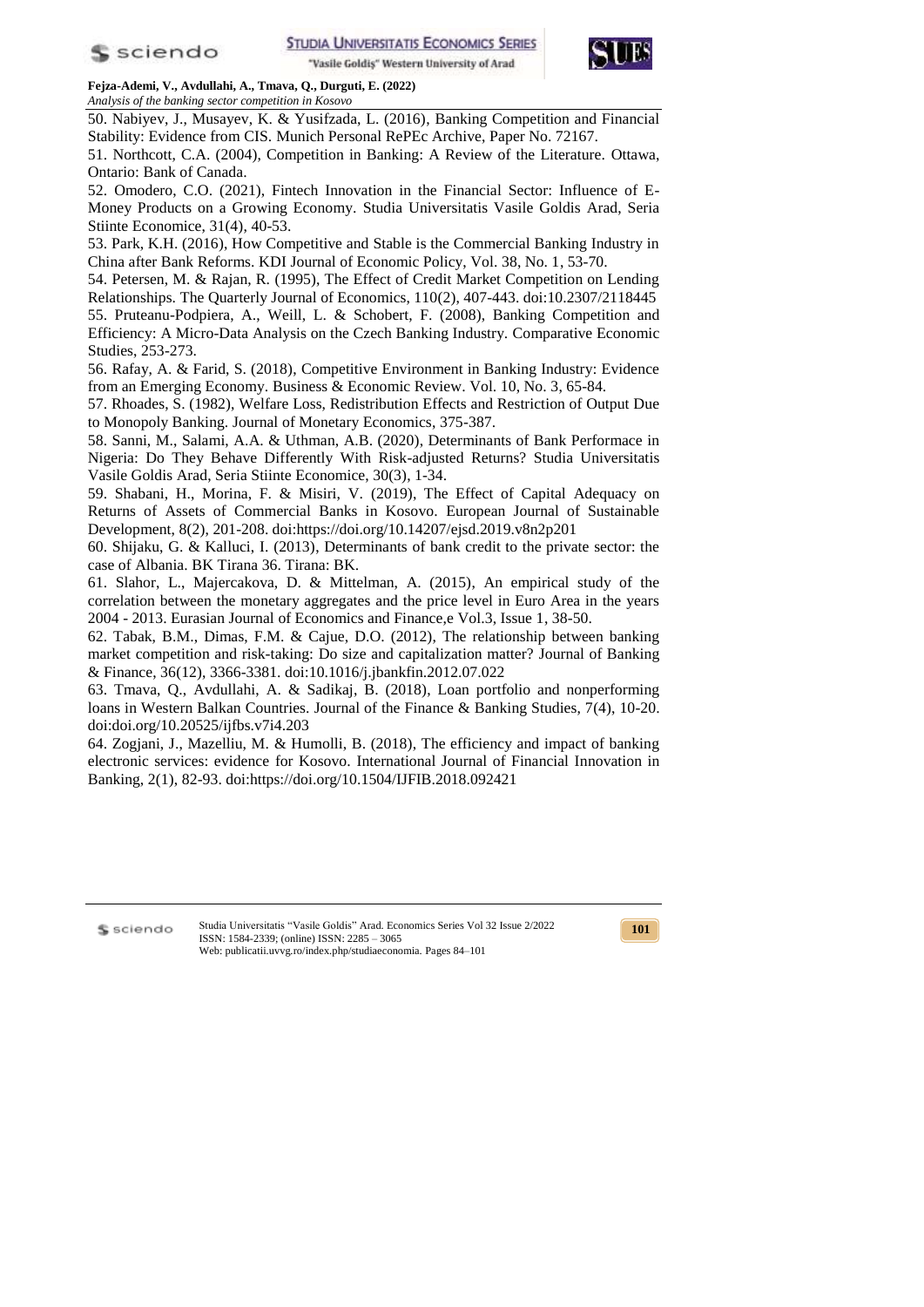50. Nabiyev, J., Musayev, K. & Yusifzada, L. (2016), Banking Competition and Financial Stability: Evidence from CIS. Munich Personal RePEc Archive, Paper No. 72167.

51. Northcott, C.A. (2004), Competition in Banking: A Review of the Literature. Ottawa, Ontario: Bank of Canada.

52. Omodero, C.O. (2021), Fintech Innovation in the Financial Sector: Influence of E-Money Products on a Growing Economy. Studia Universitatis Vasile Goldis Arad, Seria Stiinte Economice, 31(4), 40-53.

53. Park, K.H. (2016), How Competitive and Stable is the Commercial Banking Industry in China after Bank Reforms. KDI Journal of Economic Policy, Vol. 38, No. 1, 53-70.

54. Petersen, M. & Rajan, R. (1995), The Effect of Credit Market Competition on Lending Relationships. The Quarterly Journal of Economics, 110(2), 407-443. doi:10.2307/2118445

55. Pruteanu-Podpiera, A., Weill, L. & Schobert, F. (2008), Banking Competition and Efficiency: A Micro-Data Analysis on the Czech Banking Industry. Comparative Economic Studies, 253-273.

56. Rafay, A. & Farid, S. (2018), Competitive Environment in Banking Industry: Evidence from an Emerging Economy. Business & Economic Review. Vol. 10, No. 3, 65-84.

57. Rhoades, S. (1982), Welfare Loss, Redistribution Effects and Restriction of Output Due to Monopoly Banking. Journal of Monetary Economics, 375-387.

58. Sanni, M., Salami, A.A. & Uthman, A.B. (2020), Determinants of Bank Performace in Nigeria: Do They Behave Differently With Risk-adjusted Returns? Studia Universitatis Vasile Goldis Arad, Seria Stiinte Economice, 30(3), 1-34.

59. Shabani, H., Morina, F. & Misiri, V. (2019), The Effect of Capital Adequacy on Returns of Assets of Commercial Banks in Kosovo. European Journal of Sustainable Development, 8(2), 201-208. doi:https://doi.org/10.14207/ejsd.2019.v8n2p201

60. Shijaku, G. & Kalluci, I. (2013), Determinants of bank credit to the private sector: the case of Albania. BK Tirana 36. Tirana: BK.

61. Slahor, L., Majercakova, D. & Mittelman, A. (2015), An empirical study of the correlation between the monetary aggregates and the price level in Euro Area in the years 2004 - 2013. Eurasian Journal of Economics and Finance,e Vol.3, Issue 1, 38-50.

62. Tabak, B.M., Dimas, F.M. & Cajue, D.O. (2012), The relationship between banking market competition and risk-taking: Do size and capitalization matter? Journal of Banking & Finance, 36(12), 3366-3381. doi:10.1016/j.jbankfin.2012.07.022

63. Tmava, Q., Avdullahi, A. & Sadikaj, B. (2018), Loan portfolio and nonperforming loans in Western Balkan Countries. Journal of the Finance & Banking Studies, 7(4), 10-20. doi:doi.org/10.20525/ijfbs.v7i4.203

64. Zogjani, J., Mazelliu, M. & Humolli, B. (2018), The efficiency and impact of banking electronic services: evidence for Kosovo. International Journal of Financial Innovation in Banking, 2(1), 82-93. doi:https://doi.org/10.1504/IJFIB.2018.092421